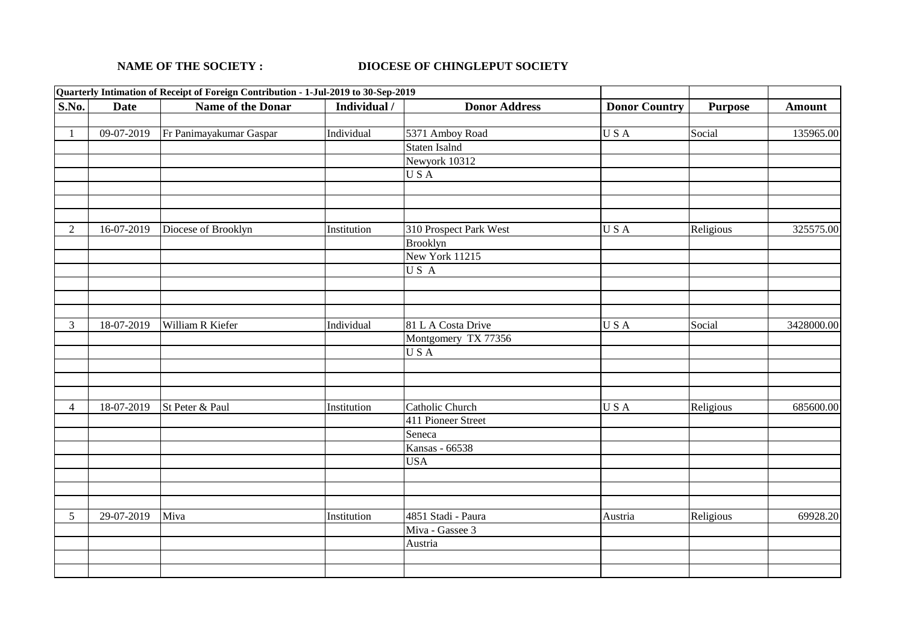**NAME OF THE SOCIETY :** **DIOCESE OF CHINGLEPUT SOCIETY**

| Quarterly Intimation of Receipt of Foreign Contribution - 1-Jul-2019 to 30-Sep-2019 | | | | | | | |
|---|---|---|---|---|---|---|---|
| **S.No.** | **Date** | **Name of the Donar** | **Individual /** | **Donor Address** | **Donor Country** | **Purpose** | **Amount** |
| 1 | 09-07-2019 | Fr Panimayakumar Gaspar | Individual | 5371 Amboy Road | U S A | Social | 135965.00 |
| | | | | Staten Isalnd | | | |
| | | | | Newyork 10312 | | | |
| | | | | U S A | | | |
| 2 | 16-07-2019 | Diocese of Brooklyn | Institution | 310 Prospect Park West | U S A | Religious | 325575.00 |
| | | | | Brooklyn | | | |
| | | | | New York 11215 | | | |
| | | | | U S A | | | |
| 3 | 18-07-2019 | William R Kiefer | Individual | 81 L A Costa Drive | U S A | Social | 3428000.00 |
| | | | | Montgomery TX 77356 | | | |
| | | | | U S A | | | |
| 4 | 18-07-2019 | St Peter & Paul | Institution | Catholic Church | U S A | Religious | 685600.00 |
| | | | | 411 Pioneer Street | | | |
| | | | | Seneca | | | |
| | | | | Kansas - 66538 | | | |
| | | | | USA | | | |
| 5 | 29-07-2019 | Miva | Institution | 4851 Stadi - Paura | Austria | Religious | 69928.20 |
| | | | | Miva - Gassee 3 | | | |
| | | | | Austria | | | |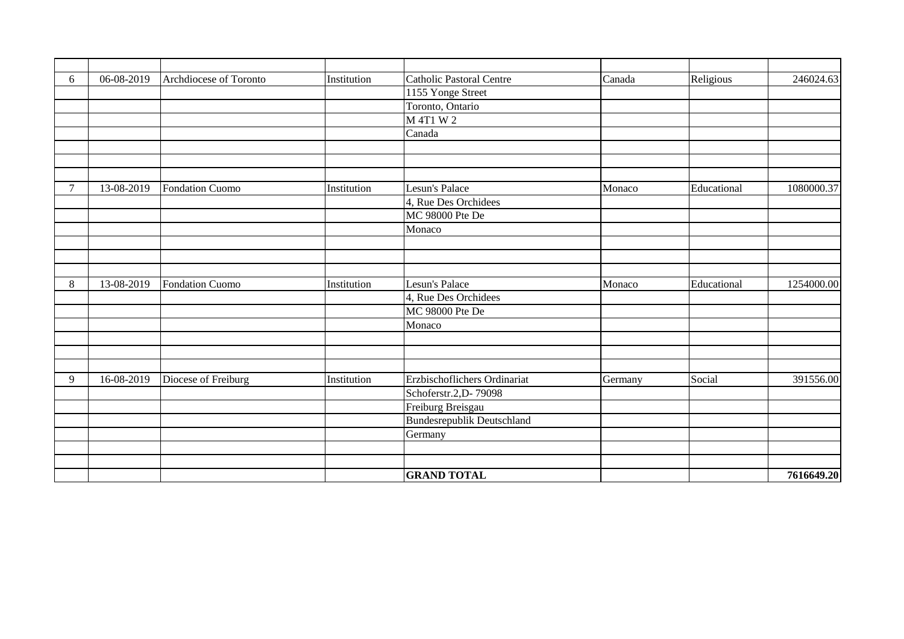| | | | | | | | |
|---|---|---|---|---|---|---|---|
| | | | | | | | |
| 6 | 06-08-2019 | Archdiocese of Toronto | Institution | Catholic Pastoral Centre | Canada | Religious | 246024.63 |
| | | | | 1155 Yonge Street | | | |
| | | | | Toronto, Ontario | | | |
| | | | | M 4T1 W 2 | | | |
| | | | | Canada | | | |
| | | | | | | | |
| | | | | | | | |
| | | | | | | | |
| 7 | 13-08-2019 | Fondation Cuomo | Institution | Lesun's Palace | Monaco | Educational | 1080000.37 |
| | | | | 4, Rue Des Orchidees | | | |
| | | | | MC 98000 Pte De | | | |
| | | | | Monaco | | | |
| | | | | | | | |
| | | | | | | | |
| | | | | | | | |
| 8 | 13-08-2019 | Fondation Cuomo | Institution | Lesun's Palace | Monaco | Educational | 1254000.00 |
| | | | | 4, Rue Des Orchidees | | | |
| | | | | MC 98000 Pte De | | | |
| | | | | Monaco | | | |
| | | | | | | | |
| | | | | | | | |
| | | | | | | | |
| 9 | 16-08-2019 | Diocese of Freiburg | Institution | Erzbischoflichers Ordinariat | Germany | Social | 391556.00 |
| | | | | Schoferstr.2,D- 79098 | | | |
| | | | | Freiburg Breisgau | | | |
| | | | | Bundesrepublik Deutschland | | | |
| | | | | Germany | | | |
| | | | | | | | |
| | | | | | | | |
| | | | | **GRAND TOTAL** | | | **7616649.20** |